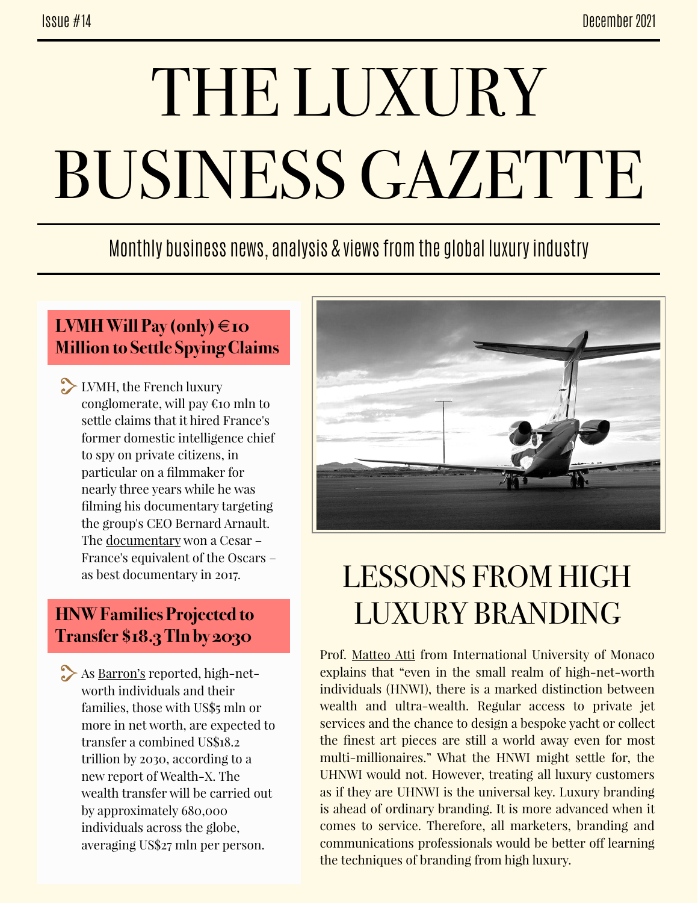Issue #14

December 2021

# THE LUXURY BUSINESS GAZETTE

Monthly business news, analysis & views from the global luxury industry

## LVMH Will Pay (only) €10 Million to Settle Spying Claims

LVMH, the French luxury conglomerate, will pay €10 mln to settle claims that it hired France's former domestic intelligence chief to spy on private citizens, in particular on a filmmaker for nearly three years while he was filming his documentary targeting the group's CEO Bernard Arnault. The documentary won a Cesar – France's equivalent of the Oscars – as best documentary in 2017.

## HNW Families Projected to Transfer $18.3 Tln by 2030

As Barron's reported, high-net-worth individuals and their families, those with US$5 mln or more in net worth, are expected to transfer a combined US$18.2 trillion by 2030, according to a new report of Wealth-X. The wealth transfer will be carried out by approximately 680,000 individuals across the globe, averaging US$27 mln per person.

## LESSONS FROM HIGH LUXURY BRANDING

Prof. Matteo Atti from International University of Monaco explains that "even in the small realm of high-net-worth individuals (HNWI), there is a marked distinction between wealth and ultra-wealth. Regular access to private jet services and the chance to design a bespoke yacht or collect the finest art pieces are still a world away even for most multi-millionaires." What the HNWI might settle for, the UHNWI would not. However, treating all luxury customers as if they are UHNWI is the universal key. Luxury branding is ahead of ordinary branding. It is more advanced when it comes to service. Therefore, all marketers, branding and communications professionals would be better off learning the techniques of branding from high luxury.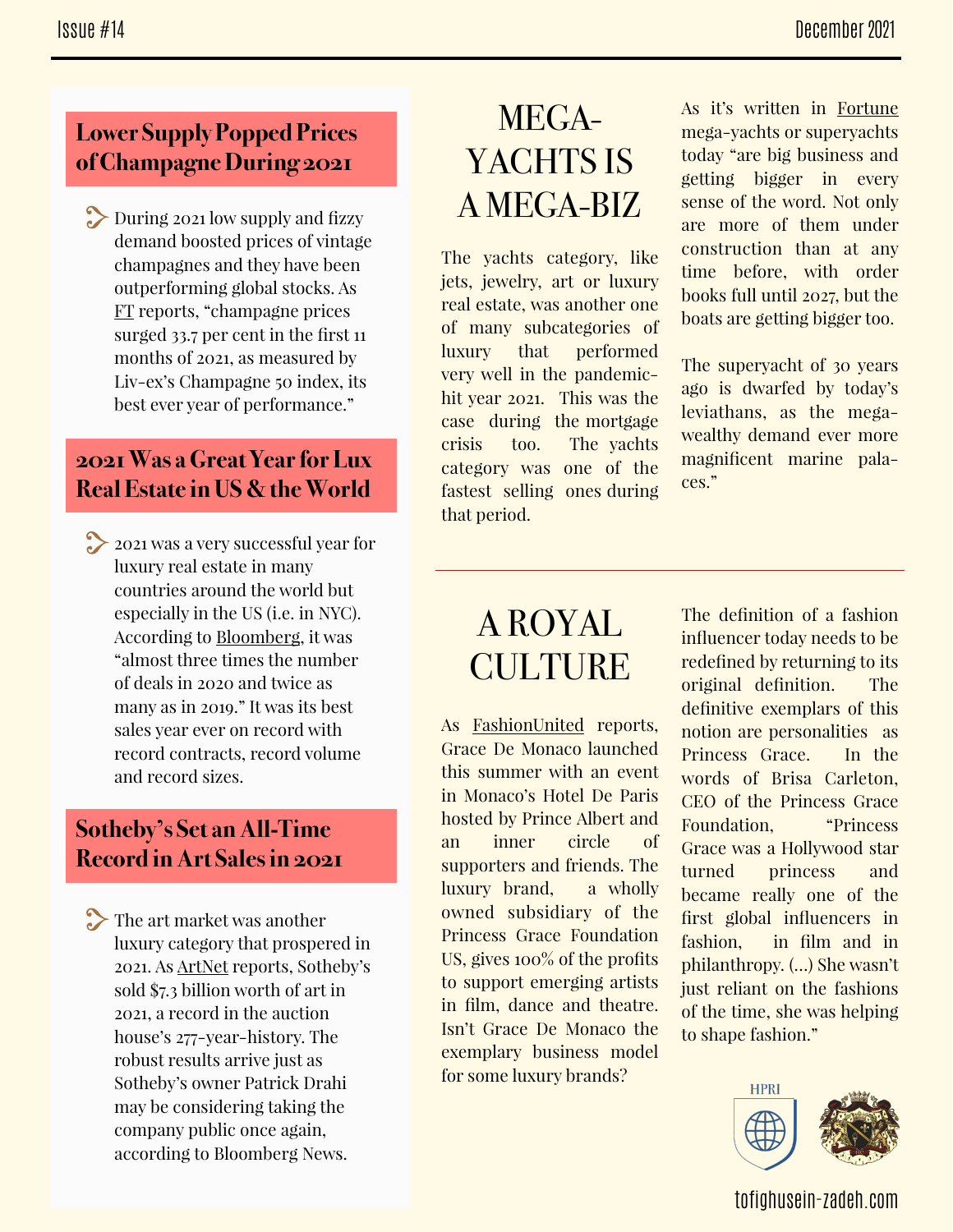## Lower Supply Popped Prices of Champagne During 2021

- During 2021 low supply and fizzy demand boosted prices of vintage champagnes and they have been outperforming global stocks. As FT reports, "champagne prices surged 33.7 per cent in the first 11 months of 2021, as measured by Liv-ex's Champagne 50 index, its best ever year of performance."

## 2021 Was a Great Year for Lux Real Estate in US & the World

- 2021 was a very successful year for luxury real estate in many countries around the world but especially in the US (i.e. in NYC). According to Bloomberg, it was "almost three times the number of deals in 2020 and twice as many as in 2019." It was its best sales year ever on record with record contracts, record volume and record sizes.

## Sotheby's Set an All-Time Record in Art Sales in 2021

- The art market was another luxury category that prospered in 2021. As ArtNet reports, Sotheby's sold $7.3 billion worth of art in 2021, a record in the auction house's 277-year-history. The robust results arrive just as Sotheby's owner Patrick Drahi may be considering taking the company public once again, according to Bloomberg News.

# MEGA-YACHTS IS A MEGA-BIZ

The yachts category, like jets, jewelry, art or luxury real estate, was another one of many subcategories of luxury that performed very well in the pandemic-hit year 2021. This was the case during the mortgage crisis too. The yachts category was one of the fastest selling ones during that period.

As it's written in Fortune mega-yachts or superyachts today "are big business and getting bigger in every sense of the word. Not only are more of them under construction than at any time before, with order books full until 2027, but the boats are getting bigger too.

The superyacht of 30 years ago is dwarfed by today's leviathans, as the mega-wealthy demand ever more magnificent marine palaces."

# A ROYAL CULTURE

As FashionUnited reports, Grace De Monaco launched this summer with an event in Monaco's Hotel De Paris hosted by Prince Albert and an inner circle of supporters and friends. The luxury brand, a wholly owned subsidiary of the Princess Grace Foundation US, gives 100% of the profits to support emerging artists in film, dance and theatre. Isn't Grace De Monaco the exemplary business model for some luxury brands?

The definition of a fashion influencer today needs to be redefined by returning to its original definition. The definitive exemplars of this notion are personalities as Princess Grace. In the words of Brisa Carleton, CEO of the Princess Grace Foundation, "Princess Grace was a Hollywood star turned princess and became really one of the first global influencers in fashion, in film and in philanthropy. (...) She wasn't just reliant on the fashions of the time, she was helping to shape fashion."

HPRI

tofighusein-zadeh.com